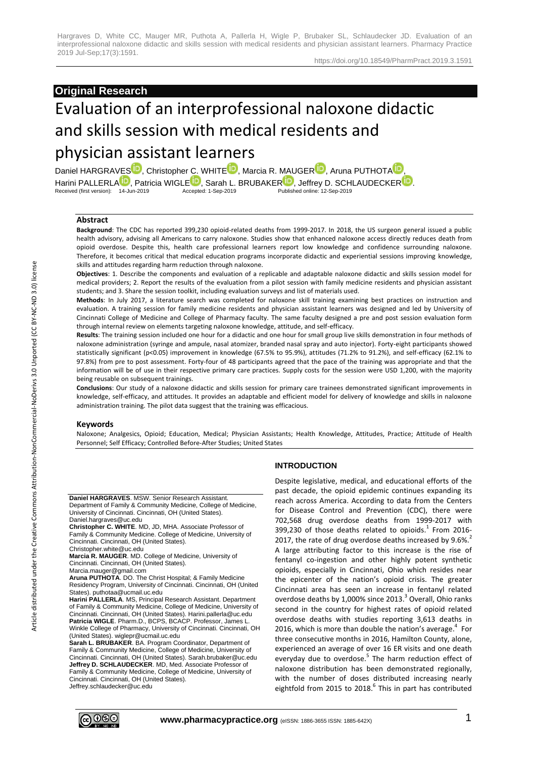Hargraves D, White CC, Mauger MR, Puthota A, Pallerla H, Wigle P, Brubaker SL, Schlaudecker JD. Evaluation of an interprofessional naloxone didactic and skills session with medical residents and physician assistant learners. Pharmacy Practice 2019 Jul-Sep;17(3):1591.

https://doi.org/10.18549/PharmPract.2019.3.1591

**Original Research**

# Evaluation of an interprofessional naloxone didactic and skills session with medical residents and physician assistant learners

Daniel HARGRAVES, Christopher C. WHITE, Marcia R. MAUGER, Aruna PUTHOTA, Harini PALLERLA, Patricia WIGLE, Sarah L. BRUBAKER, Jeffrey D. SCHLAUDECKER.

Received (first version): 14-Jun-2019 Accepted: 1-Sep-2019 Published online: 12-Sep-2019

## Abstract

**Background**: The CDC has reported 399,230 opioid-related deaths from 1999-2017. In 2018, the US surgeon general issued a public health advisory, advising all Americans to carry naloxone. Studies show that enhanced naloxone access directly reduces death from opioid overdose. Despite this, health care professional learners report low knowledge and confidence surrounding naloxone. Therefore, it becomes critical that medical education programs incorporate didactic and experiential sessions improving knowledge, skills and attitudes regarding harm reduction through naloxone.

**Objectives**: 1. Describe the components and evaluation of a replicable and adaptable naloxone didactic and skills session model for medical providers; 2. Report the results of the evaluation from a pilot session with family medicine residents and physician assistant students; and 3. Share the session toolkit, including evaluation surveys and list of materials used.

**Methods**: In July 2017, a literature search was completed for naloxone skill training examining best practices on instruction and evaluation. A training session for family medicine residents and physician assistant learners was designed and led by University of Cincinnati College of Medicine and College of Pharmacy faculty. The same faculty designed a pre and post session evaluation form through internal review on elements targeting naloxone knowledge, attitude, and self-efficacy.

**Results**: The training session included one hour for a didactic and one hour for small group live skills demonstration in four methods of naloxone administration (syringe and ampule, nasal atomizer, branded nasal spray and auto injector). Forty-eight participants showed statistically significant ($p<0.05$) improvement in knowledge (67.5% to 95.9%), attitudes (71.2% to 91.2%), and self-efficacy (62.1% to 97.8%) from pre to post assessment. Forty-four of 48 participants agreed that the pace of the training was appropriate and that the information will be of use in their respective primary care practices. Supply costs for the session were USD 1,200, with the majority being reusable on subsequent trainings.

**Conclusions**: Our study of a naloxone didactic and skills session for primary care trainees demonstrated significant improvements in knowledge, self-efficacy, and attitudes. It provides an adaptable and efficient model for delivery of knowledge and skills in naloxone administration training. The pilot data suggest that the training was efficacious.

## Keywords

Naloxone; Analgesics, Opioid; Education, Medical; Physician Assistants; Health Knowledge, Attitudes, Practice; Attitude of Health Personnel; Self Efficacy; Controlled Before-After Studies; United States

**Daniel HARGRAVES**. MSW. Senior Research Assistant. Department of Family & Community Medicine, College of Medicine, University of Cincinnati. Cincinnati, OH (United States). Daniel.hargraves@uc.edu

**Christopher C. WHITE**. MD, JD, MHA. Associate Professor of Family & Community Medicine. College of Medicine, University of Cincinnati. Cincinnati, OH (United States). Christopher.white@uc.edu

**Marcia R. MAUGER**. MD. College of Medicine, University of Cincinnati. Cincinnati, OH (United States). Marcia.mauger@gmail.com

**Aruna PUTHOTA**. DO. The Christ Hospital; & Family Medicine Residency Program, University of Cincinnati. Cincinnati, OH (United States). puthotaa@ucmail.uc.edu

**Harini PALLERLA**. MS, Principal Research Assistant. Department of Family & Community Medicine, College of Medicine, University of Cincinnati. Cincinnati, OH (United States). Harini.pallerla@uc.edu

**Patricia WIGLE**. Pharm.D., BCPS, BCACP. Professor, James L. Winkle College of Pharmacy, University of Cincinnati. Cincinnati, OH (United States). wiglepr@ucmail.uc.edu

**Sarah L. BRUBAKER**. BA. Program Coordinator, Department of Family & Community Medicine, College of Medicine, University of Cincinnati. Cincinnati, OH (United States). Sarah.brubaker@uc.edu

**Jeffrey D. SCHLAUDECKER**. MD, Med. Associate Professor of Family & Community Medicine, College of Medicine, University of Cincinnati. Cincinnati, OH (United States). Jeffrey.schlaudecker@uc.edu

## INTRODUCTION

Despite legislative, medical, and educational efforts of the past decade, the opioid epidemic continues expanding its reach across America. According to data from the Centers for Disease Control and Prevention (CDC), there were 702,568 drug overdose deaths from 1999-2017 with 399,230 of those deaths related to opioids.[1] From 2016-2017, the rate of drug overdose deaths increased by 9.6%.[2] A large attributing factor to this increase is the rise of fentanyl co-ingestion and other highly potent synthetic opioids, especially in Cincinnati, Ohio which resides near the epicenter of the nation's opioid crisis. The greater Cincinnati area has seen an increase in fentanyl related overdose deaths by 1,000% since 2013.[3] Overall, Ohio ranks second in the country for highest rates of opioid related overdose deaths with studies reporting 3,613 deaths in 2016, which is more than double the nation's average.[4] For three consecutive months in 2016, Hamilton County, alone, experienced an average of over 16 ER visits and one death everyday due to overdose.[5] The harm reduction effect of naloxone distribution has been demonstrated regionally, with the number of doses distributed increasing nearly eightfold from 2015 to 2018.[6] This in part has contributed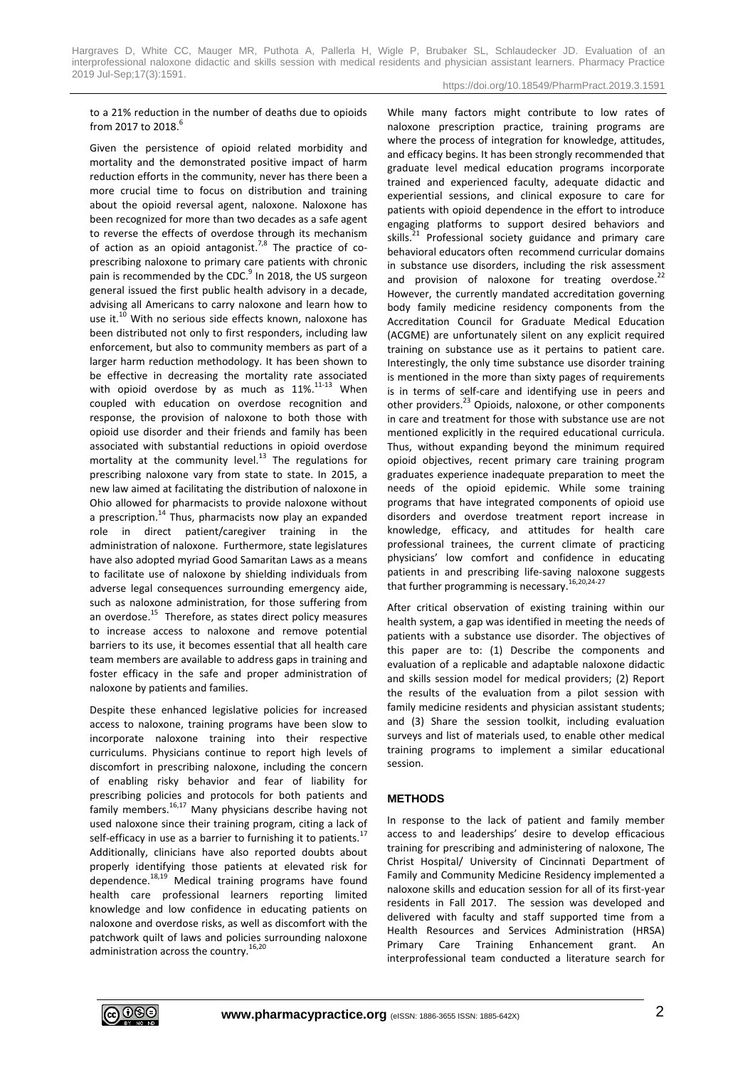to a 21% reduction in the number of deaths due to opioids from 2017 to 2018.[6]

Given the persistence of opioid related morbidity and mortality and the demonstrated positive impact of harm reduction efforts in the community, never has there been a more crucial time to focus on distribution and training about the opioid reversal agent, naloxone. Naloxone has been recognized for more than two decades as a safe agent to reverse the effects of overdose through its mechanism of action as an opioid antagonist.[7,8] The practice of co-prescribing naloxone to primary care patients with chronic pain is recommended by the CDC.[9] In 2018, the US surgeon general issued the first public health advisory in a decade, advising all Americans to carry naloxone and learn how to use it.[10] With no serious side effects known, naloxone has been distributed not only to first responders, including law enforcement, but also to community members as part of a larger harm reduction methodology. It has been shown to be effective in decreasing the mortality rate associated with opioid overdose by as much as 11%.[11-13] When coupled with education on overdose recognition and response, the provision of naloxone to both those with opioid use disorder and their friends and family has been associated with substantial reductions in opioid overdose mortality at the community level.[13] The regulations for prescribing naloxone vary from state to state. In 2015, a new law aimed at facilitating the distribution of naloxone in Ohio allowed for pharmacists to provide naloxone without a prescription.[14] Thus, pharmacists now play an expanded role in direct patient/caregiver training in the administration of naloxone. Furthermore, state legislatures have also adopted myriad Good Samaritan Laws as a means to facilitate use of naloxone by shielding individuals from adverse legal consequences surrounding emergency aide, such as naloxone administration, for those suffering from an overdose.[15] Therefore, as states direct policy measures to increase access to naloxone and remove potential barriers to its use, it becomes essential that all health care team members are available to address gaps in training and foster efficacy in the safe and proper administration of naloxone by patients and families.

Despite these enhanced legislative policies for increased access to naloxone, training programs have been slow to incorporate naloxone training into their respective curriculums. Physicians continue to report high levels of discomfort in prescribing naloxone, including the concern of enabling risky behavior and fear of liability for prescribing policies and protocols for both patients and family members.[16,17] Many physicians describe having not used naloxone since their training program, citing a lack of self-efficacy in use as a barrier to furnishing it to patients.[17] Additionally, clinicians have also reported doubts about properly identifying those patients at elevated risk for dependence.[18,19] Medical training programs have found health care professional learners reporting limited knowledge and low confidence in educating patients on naloxone and overdose risks, as well as discomfort with the patchwork quilt of laws and policies surrounding naloxone administration across the country.[16,20]

While many factors might contribute to low rates of naloxone prescription practice, training programs are where the process of integration for knowledge, attitudes, and efficacy begins. It has been strongly recommended that graduate level medical education programs incorporate trained and experienced faculty, adequate didactic and experiential sessions, and clinical exposure to care for patients with opioid dependence in the effort to introduce engaging platforms to support desired behaviors and skills.[21] Professional society guidance and primary care behavioral educators often recommend curricular domains in substance use disorders, including the risk assessment and provision of naloxone for treating overdose.[22] However, the currently mandated accreditation governing body family medicine residency components from the Accreditation Council for Graduate Medical Education (ACGME) are unfortunately silent on any explicit required training on substance use as it pertains to patient care. Interestingly, the only time substance use disorder training is mentioned in the more than sixty pages of requirements is in terms of self-care and identifying use in peers and other providers.[23] Opioids, naloxone, or other components in care and treatment for those with substance use are not mentioned explicitly in the required educational curricula. Thus, without expanding beyond the minimum required opioid objectives, recent primary care training program graduates experience inadequate preparation to meet the needs of the opioid epidemic. While some training programs that have integrated components of opioid use disorders and overdose treatment report increase in knowledge, efficacy, and attitudes for health care professional trainees, the current climate of practicing physicians' low comfort and confidence in educating patients in and prescribing life-saving naloxone suggests that further programming is necessary.[16,20,24-27]

After critical observation of existing training within our health system, a gap was identified in meeting the needs of patients with a substance use disorder. The objectives of this paper are to: (1) Describe the components and evaluation of a replicable and adaptable naloxone didactic and skills session model for medical providers; (2) Report the results of the evaluation from a pilot session with family medicine residents and physician assistant students; and (3) Share the session toolkit, including evaluation surveys and list of materials used, to enable other medical training programs to implement a similar educational session.

## METHODS

In response to the lack of patient and family member access to and leaderships' desire to develop efficacious training for prescribing and administering of naloxone, The Christ Hospital/ University of Cincinnati Department of Family and Community Medicine Residency implemented a naloxone skills and education session for all of its first-year residents in Fall 2017. The session was developed and delivered with faculty and staff supported time from a Health Resources and Services Administration (HRSA) Primary Care Training Enhancement grant. An interprofessional team conducted a literature search for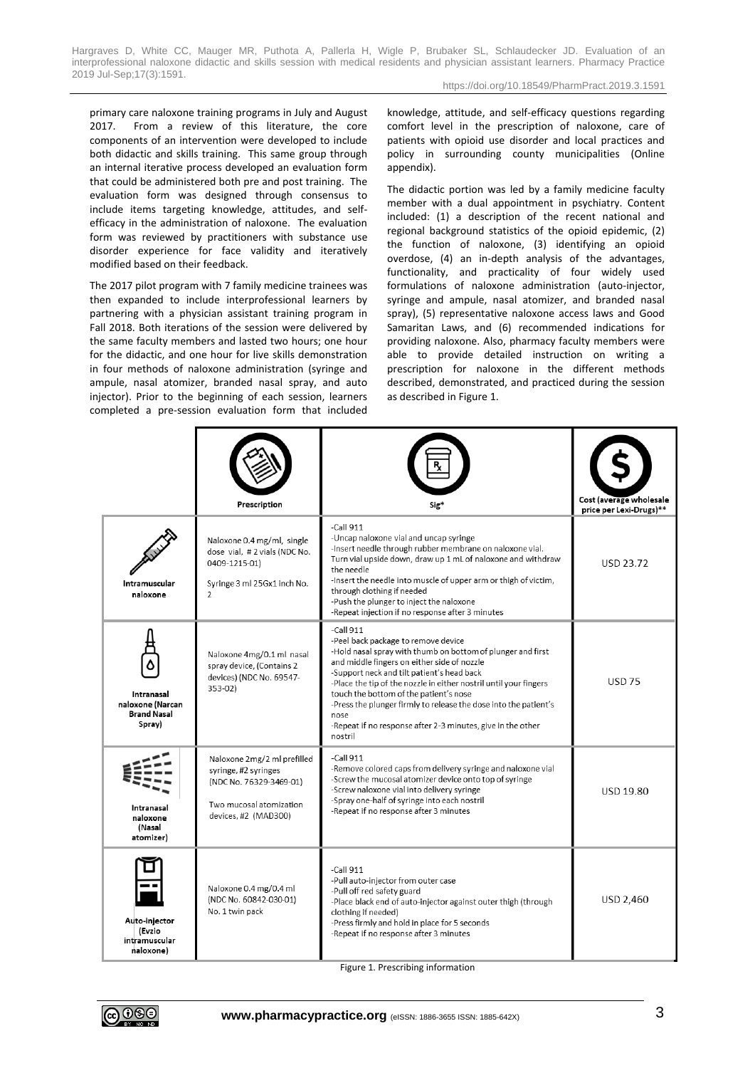primary care naloxone training programs in July and August 2017. From a review of this literature, the core components of an intervention were developed to include both didactic and skills training. This same group through an internal iterative process developed an evaluation form that could be administered both pre and post training. The evaluation form was designed through consensus to include items targeting knowledge, attitudes, and self-efficacy in the administration of naloxone. The evaluation form was reviewed by practitioners with substance use disorder experience for face validity and iteratively modified based on their feedback.

The 2017 pilot program with 7 family medicine trainees was then expanded to include interprofessional learners by partnering with a physician assistant training program in Fall 2018. Both iterations of the session were delivered by the same faculty members and lasted two hours; one hour for the didactic, and one hour for live skills demonstration in four methods of naloxone administration (syringe and ampule, nasal atomizer, branded nasal spray, and auto injector). Prior to the beginning of each session, learners completed a pre-session evaluation form that included knowledge, attitude, and self-efficacy questions regarding comfort level in the prescription of naloxone, care of patients with opioid use disorder and local practices and policy in surrounding county municipalities (Online appendix).

The didactic portion was led by a family medicine faculty member with a dual appointment in psychiatry. Content included: (1) a description of the recent national and regional background statistics of the opioid epidemic, (2) the function of naloxone, (3) identifying an opioid overdose, (4) an in-depth analysis of the advantages, functionality, and practicality of four widely used formulations of naloxone administration (auto-injector, syringe and ampule, nasal atomizer, and branded nasal spray), (5) representative naloxone access laws and Good Samaritan Laws, and (6) recommended indications for providing naloxone. Also, pharmacy faculty members were able to provide detailed instruction on writing a prescription for naloxone in the different methods described, demonstrated, and practiced during the session as described in Figure 1.

| | Prescription | Sig* | Cost (average wholesale price per Lexi-Drugs)** |
|---|---|---|---|
| Intramuscular naloxone | Naloxone 0.4 mg/ml, single dose vial, # 2 vials (NDC No. 0409-1215-01)<br>Syringe 3 ml 25Gx1 inch No. 2 | -Call 911<br>-Uncap naloxone vial and uncap syringe<br>-Insert needle through rubber membrane on naloxone vial. Turn vial upside down, draw up 1 mL of naloxone and withdraw the needle<br>-Insert the needle into muscle of upper arm or thigh of victim, through clothing if needed<br>-Push the plunger to inject the naloxone<br>-Repeat injection if no response after 3 minutes | USD 23.72 |
| Intranasal naloxone (Narcan Brand Nasal Spray) | Naloxone 4mg/0.1 ml nasal spray device, (Contains 2 devices) (NDC No. 69547-353-02) | -Call 911<br>-Peel back package to remove device<br>-Hold nasal spray with thumb on bottom of plunger and first and middle fingers on either side of nozzle<br>-Support neck and tilt patient's head back<br>-Place the tip of the nozzle in either nostril until your fingers touch the bottom of the patient's nose<br>-Press the plunger firmly to release the dose into the patient's nose<br>-Repeat if no response after 2-3 minutes, give in the other nostril | USD 75 |
| Intranasal naloxone (Nasal atomizer) | Naloxone 2mg/2 ml prefilled syringe, #2 syringes (NDC No. 76329-3469-01)<br>Two mucosal atomization devices, #2 (MAD300) | -Call 911<br>-Remove colored caps from delivery syringe and naloxone vial<br>-Screw the mucosal atomizer device onto top of syringe<br>-Screw naloxone vial into delivery syringe<br>-Spray one-half of syringe into each nostril<br>-Repeat if no response after 3 minutes | USD 19.80 |
| Auto-injector (Evzio intramuscular naloxone) | Naloxone 0.4 mg/0.4 ml (NDC No. 60842-030-01) No. 1 twin pack | -Call 911<br>-Pull auto-injector from outer case<br>-Pull off red safety guard<br>-Place black end of auto-injector against outer thigh (through clothing if needed)<br>-Press firmly and hold in place for 5 seconds<br>-Repeat if no response after 3 minutes | USD 2,460 |

Figure 1. Prescribing information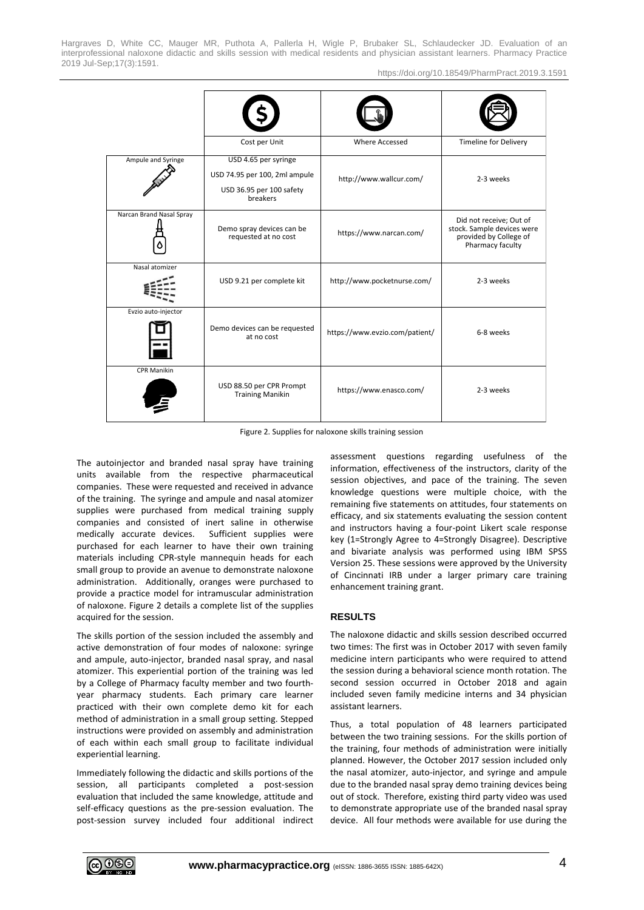| | Cost per Unit | Where Accessed | Timeline for Delivery |
|---|---|---|---|
| Ampule and Syringe | USD 4.65 per syringe<br>USD 74.95 per 100, 2ml ampule<br>USD 36.95 per 100 safety breakers | http://www.wallcur.com/ | 2-3 weeks |
| Narcan Brand Nasal Spray | Demo spray devices can be requested at no cost | https://www.narcan.com/ | Did not receive; Out of stock. Sample devices were provided by College of Pharmacy faculty |
| Nasal atomizer | USD 9.21 per complete kit | http://www.pocketnurse.com/ | 2-3 weeks |
| Evzio auto-injector | Demo devices can be requested at no cost | https://www.evzio.com/patient/ | 6-8 weeks |
| CPR Manikin | USD 88.50 per CPR Prompt Training Manikin | https://www.enasco.com/ | 2-3 weeks |

Figure 2. Supplies for naloxone skills training session

The autoinjector and branded nasal spray have training units available from the respective pharmaceutical companies. These were requested and received in advance of the training. The syringe and ampule and nasal atomizer supplies were purchased from medical training supply companies and consisted of inert saline in otherwise medically accurate devices. Sufficient supplies were purchased for each learner to have their own training materials including CPR-style mannequin heads for each small group to provide an avenue to demonstrate naloxone administration. Additionally, oranges were purchased to provide a practice model for intramuscular administration of naloxone. Figure 2 details a complete list of the supplies acquired for the session.

The skills portion of the session included the assembly and active demonstration of four modes of naloxone: syringe and ampule, auto-injector, branded nasal spray, and nasal atomizer. This experiential portion of the training was led by a College of Pharmacy faculty member and two fourth-year pharmacy students. Each primary care learner practiced with their own complete demo kit for each method of administration in a small group setting. Stepped instructions were provided on assembly and administration of each within each small group to facilitate individual experiential learning.

Immediately following the didactic and skills portions of the session, all participants completed a post-session evaluation that included the same knowledge, attitude and self-efficacy questions as the pre-session evaluation. The post-session survey included four additional indirect assessment questions regarding usefulness of the information, effectiveness of the instructors, clarity of the session objectives, and pace of the training. The seven knowledge questions were multiple choice, with the remaining five statements on attitudes, four statements on efficacy, and six statements evaluating the session content and instructors having a four-point Likert scale response key (1=Strongly Agree to 4=Strongly Disagree). Descriptive and bivariate analysis was performed using IBM SPSS Version 25. These sessions were approved by the University of Cincinnati IRB under a larger primary care training enhancement training grant.

## RESULTS

The naloxone didactic and skills session described occurred two times: The first was in October 2017 with seven family medicine intern participants who were required to attend the session during a behavioral science month rotation. The second session occurred in October 2018 and again included seven family medicine interns and 34 physician assistant learners.

Thus, a total population of 48 learners participated between the two training sessions. For the skills portion of the training, four methods of administration were initially planned. However, the October 2017 session included only the nasal atomizer, auto-injector, and syringe and ampule due to the branded nasal spray demo training devices being out of stock. Therefore, existing third party video was used to demonstrate appropriate use of the branded nasal spray device. All four methods were available for use during the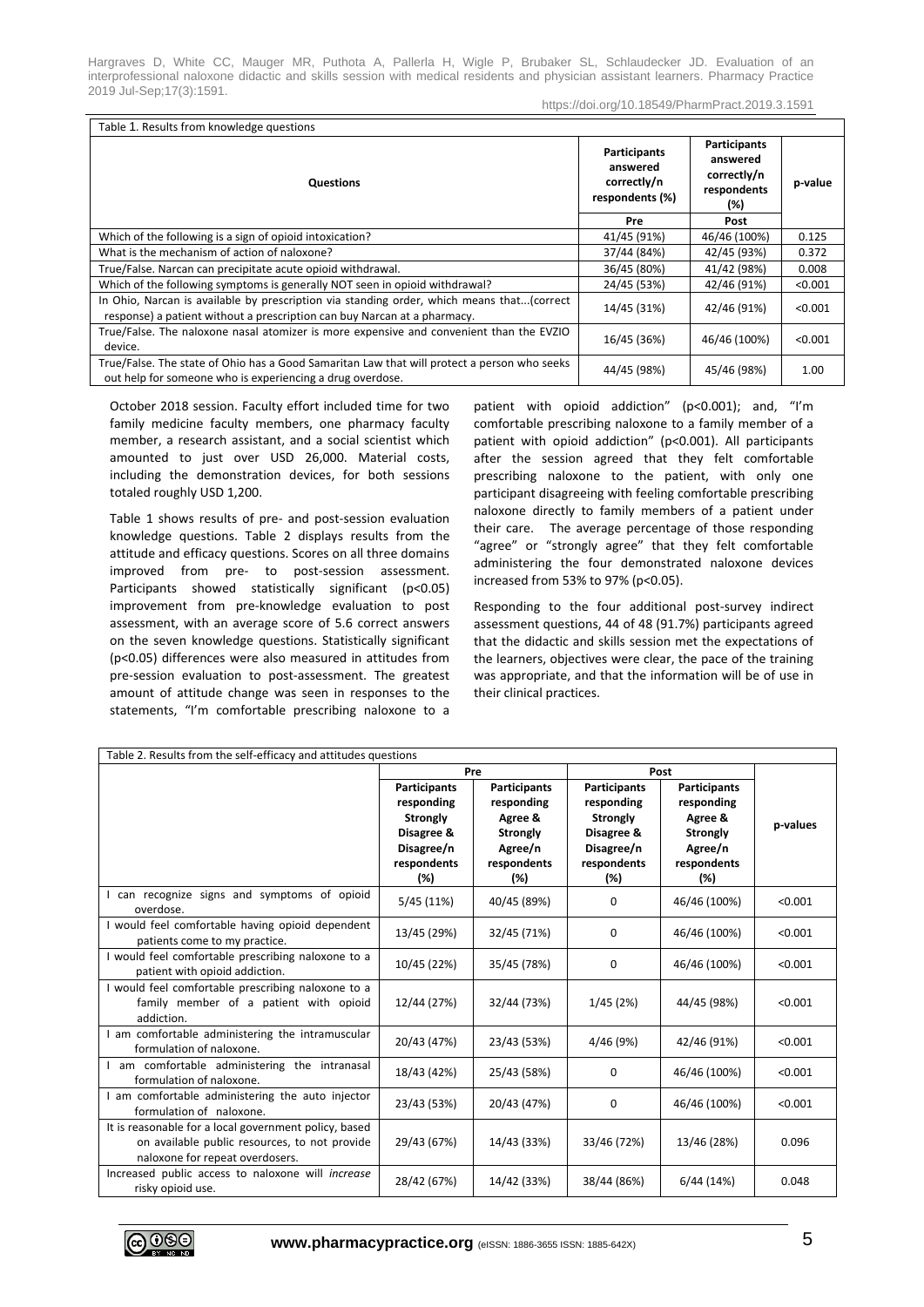Table 1. Results from knowledge questions

| Questions | Participants answered correctly/n respondents (%) Pre | Participants answered correctly/n respondents (%) Post | p-value |
|---|---|---|---|
| Which of the following is a sign of opioid intoxication? | 41/45 (91%) | 46/46 (100%) | 0.125 |
| What is the mechanism of action of naloxone? | 37/44 (84%) | 42/45 (93%) | 0.372 |
| True/False. Narcan can precipitate acute opioid withdrawal. | 36/45 (80%) | 41/42 (98%) | 0.008 |
| Which of the following symptoms is generally NOT seen in opioid withdrawal? | 24/45 (53%) | 42/46 (91%) | <0.001 |
| In Ohio, Narcan is available by prescription via standing order, which means that...(correct response) a patient without a prescription can buy Narcan at a pharmacy. | 14/45 (31%) | 42/46 (91%) | <0.001 |
| True/False. The naloxone nasal atomizer is more expensive and convenient than the EVZIO device. | 16/45 (36%) | 46/46 (100%) | <0.001 |
| True/False. The state of Ohio has a Good Samaritan Law that will protect a person who seeks out help for someone who is experiencing a drug overdose. | 44/45 (98%) | 45/46 (98%) | 1.00 |

October 2018 session. Faculty effort included time for two family medicine faculty members, one pharmacy faculty member, a research assistant, and a social scientist which amounted to just over USD 26,000. Material costs, including the demonstration devices, for both sessions totaled roughly USD 1,200.

Table 1 shows results of pre- and post-session evaluation knowledge questions. Table 2 displays results from the attitude and efficacy questions. Scores on all three domains improved from pre- to post-session assessment. Participants showed statistically significant ($p<0.05$) improvement from pre-knowledge evaluation to post assessment, with an average score of 5.6 correct answers on the seven knowledge questions. Statistically significant ($p<0.05$) differences were also measured in attitudes from pre-session evaluation to post-assessment. The greatest amount of attitude change was seen in responses to the statements, "I'm comfortable prescribing naloxone to a patient with opioid addiction" ($p<0.001$); and, "I'm comfortable prescribing naloxone to a family member of a patient with opioid addiction" ($p<0.001$). All participants after the session agreed that they felt comfortable prescribing naloxone to the patient, with only one participant disagreeing with feeling comfortable prescribing naloxone directly to family members of a patient under their care. The average percentage of those responding "agree" or "strongly agree" that they felt comfortable administering the four demonstrated naloxone devices increased from 53% to 97% ($p<0.05$).

Responding to the four additional post-survey indirect assessment questions, 44 of 48 (91.7%) participants agreed that the didactic and skills session met the expectations of the learners, objectives were clear, the pace of the training was appropriate, and that the information will be of use in their clinical practices.

Table 2. Results from the self-efficacy and attitudes questions

| | Pre | | Post | | |
|---|---|---|---|---|---|
| | Participants responding Strongly Disagree & Disagree/n respondents (%) | Participants responding Agree & Strongly Agree/n respondents (%) | Participants responding Strongly Disagree & Disagree/n respondents (%) | Participants responding Agree & Strongly Agree/n respondents (%) | p-values |
| I can recognize signs and symptoms of opioid overdose. | 5/45 (11%) | 40/45 (89%) | 0 | 46/46 (100%) | <0.001 |
| I would feel comfortable having opioid dependent patients come to my practice. | 13/45 (29%) | 32/45 (71%) | 0 | 46/46 (100%) | <0.001 |
| I would feel comfortable prescribing naloxone to a patient with opioid addiction. | 10/45 (22%) | 35/45 (78%) | 0 | 46/46 (100%) | <0.001 |
| I would feel comfortable prescribing naloxone to a family member of a patient with opioid addiction. | 12/44 (27%) | 32/44 (73%) | 1/45 (2%) | 44/45 (98%) | <0.001 |
| I am comfortable administering the intramuscular formulation of naloxone. | 20/43 (47%) | 23/43 (53%) | 4/46 (9%) | 42/46 (91%) | <0.001 |
| I am comfortable administering the intranasal formulation of naloxone. | 18/43 (42%) | 25/43 (58%) | 0 | 46/46 (100%) | <0.001 |
| I am comfortable administering the auto injector formulation of naloxone. | 23/43 (53%) | 20/43 (47%) | 0 | 46/46 (100%) | <0.001 |
| It is reasonable for a local government policy, based on available public resources, to not provide naloxone for repeat overdosers. | 29/43 (67%) | 14/43 (33%) | 33/46 (72%) | 13/46 (28%) | 0.096 |
| Increased public access to naloxone will *increase* risky opioid use. | 28/42 (67%) | 14/42 (33%) | 38/44 (86%) | 6/44 (14%) | 0.048 |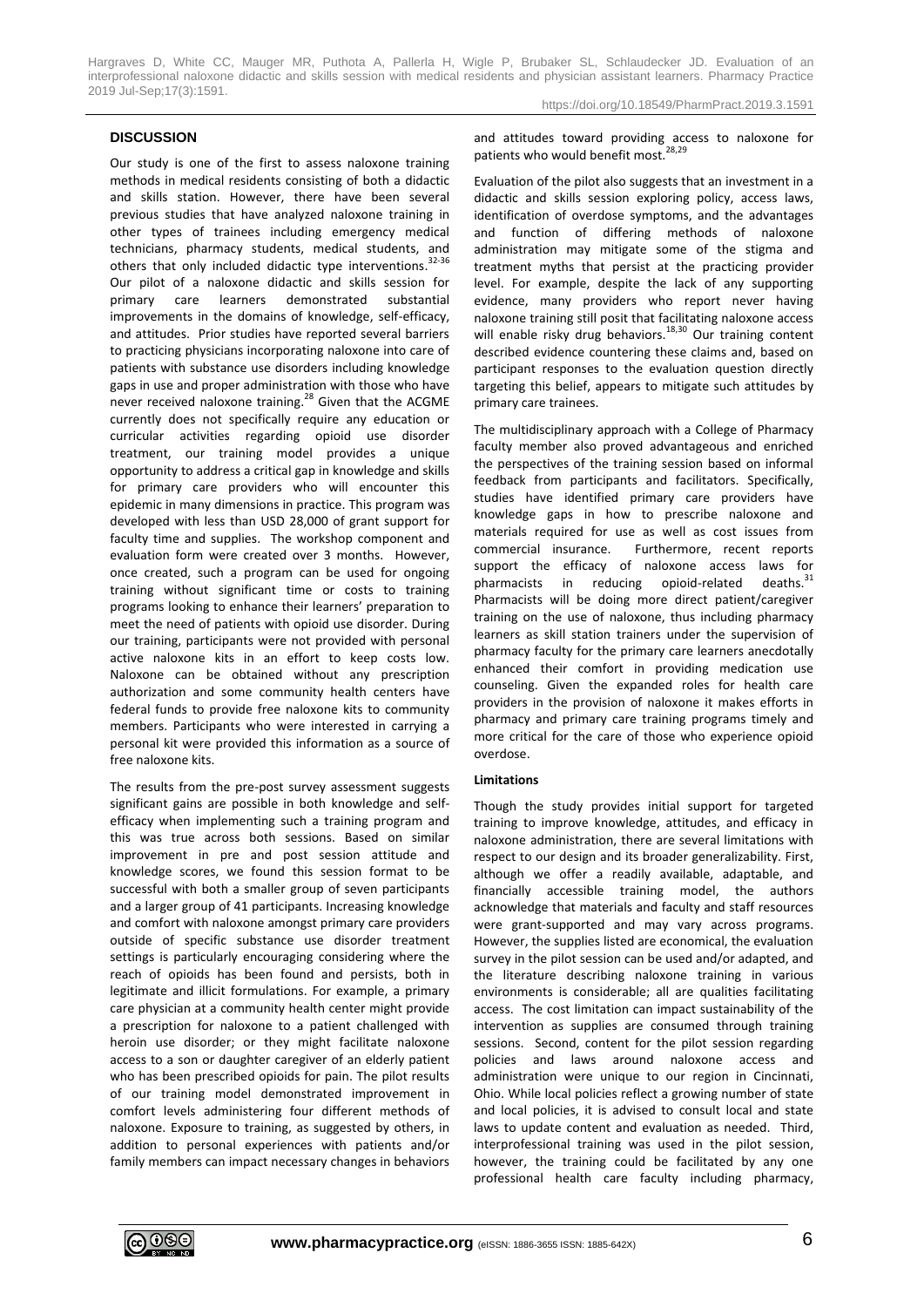## DISCUSSION

Our study is one of the first to assess naloxone training methods in medical residents consisting of both a didactic and skills station. However, there have been several previous studies that have analyzed naloxone training in other types of trainees including emergency medical technicians, pharmacy students, medical students, and others that only included didactic type interventions.[32-36] Our pilot of a naloxone didactic and skills session for primary care learners demonstrated substantial improvements in the domains of knowledge, self-efficacy, and attitudes. Prior studies have reported several barriers to practicing physicians incorporating naloxone into care of patients with substance use disorders including knowledge gaps in use and proper administration with those who have never received naloxone training.[28] Given that the ACGME currently does not specifically require any education or curricular activities regarding opioid use disorder treatment, our training model provides a unique opportunity to address a critical gap in knowledge and skills for primary care providers who will encounter this epidemic in many dimensions in practice. This program was developed with less than USD 28,000 of grant support for faculty time and supplies. The workshop component and evaluation form were created over 3 months. However, once created, such a program can be used for ongoing training without significant time or costs to training programs looking to enhance their learners' preparation to meet the need of patients with opioid use disorder. During our training, participants were not provided with personal active naloxone kits in an effort to keep costs low. Naloxone can be obtained without any prescription authorization and some community health centers have federal funds to provide free naloxone kits to community members. Participants who were interested in carrying a personal kit were provided this information as a source of free naloxone kits.

The results from the pre-post survey assessment suggests significant gains are possible in both knowledge and self-efficacy when implementing such a training program and this was true across both sessions. Based on similar improvement in pre and post session attitude and knowledge scores, we found this session format to be successful with both a smaller group of seven participants and a larger group of 41 participants. Increasing knowledge and comfort with naloxone amongst primary care providers outside of specific substance use disorder treatment settings is particularly encouraging considering where the reach of opioids has been found and persists, both in legitimate and illicit formulations. For example, a primary care physician at a community health center might provide a prescription for naloxone to a patient challenged with heroin use disorder; or they might facilitate naloxone access to a son or daughter caregiver of an elderly patient who has been prescribed opioids for pain. The pilot results of our training model demonstrated improvement in comfort levels administering four different methods of naloxone. Exposure to training, as suggested by others, in addition to personal experiences with patients and/or family members can impact necessary changes in behaviors and attitudes toward providing access to naloxone for patients who would benefit most.[28,29]

Evaluation of the pilot also suggests that an investment in a didactic and skills session exploring policy, access laws, identification of overdose symptoms, and the advantages and function of differing methods of naloxone administration may mitigate some of the stigma and treatment myths that persist at the practicing provider level. For example, despite the lack of any supporting evidence, many providers who report never having naloxone training still posit that facilitating naloxone access will enable risky drug behaviors.[18,30] Our training content described evidence countering these claims and, based on participant responses to the evaluation question directly targeting this belief, appears to mitigate such attitudes by primary care trainees.

The multidisciplinary approach with a College of Pharmacy faculty member also proved advantageous and enriched the perspectives of the training session based on informal feedback from participants and facilitators. Specifically, studies have identified primary care providers have knowledge gaps in how to prescribe naloxone and materials required for use as well as cost issues from commercial insurance. Furthermore, recent reports support the efficacy of naloxone access laws for pharmacists in reducing opioid-related deaths.[31] Pharmacists will be doing more direct patient/caregiver training on the use of naloxone, thus including pharmacy learners as skill station trainers under the supervision of pharmacy faculty for the primary care learners anecdotally enhanced their comfort in providing medication use counseling. Given the expanded roles for health care providers in the provision of naloxone it makes efforts in pharmacy and primary care training programs timely and more critical for the care of those who experience opioid overdose.

### Limitations

Though the study provides initial support for targeted training to improve knowledge, attitudes, and efficacy in naloxone administration, there are several limitations with respect to our design and its broader generalizability. First, although we offer a readily available, adaptable, and financially accessible training model, the authors acknowledge that materials and faculty and staff resources were grant-supported and may vary across programs. However, the supplies listed are economical, the evaluation survey in the pilot session can be used and/or adapted, and the literature describing naloxone training in various environments is considerable; all are qualities facilitating access. The cost limitation can impact sustainability of the intervention as supplies are consumed through training sessions. Second, content for the pilot session regarding policies and laws around naloxone access and administration were unique to our region in Cincinnati, Ohio. While local policies reflect a growing number of state and local policies, it is advised to consult local and state laws to update content and evaluation as needed. Third, interprofessional training was used in the pilot session, however, the training could be facilitated by any one professional health care faculty including pharmacy,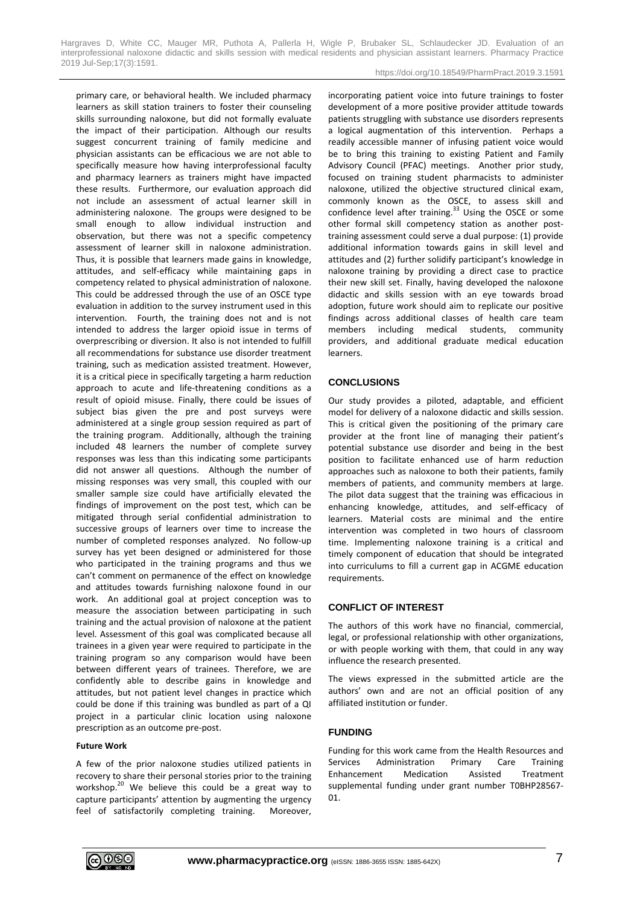primary care, or behavioral health. We included pharmacy learners as skill station trainers to foster their counseling skills surrounding naloxone, but did not formally evaluate the impact of their participation. Although our results suggest concurrent training of family medicine and physician assistants can be efficacious we are not able to specifically measure how having interprofessional faculty and pharmacy learners as trainers might have impacted these results. Furthermore, our evaluation approach did not include an assessment of actual learner skill in administering naloxone. The groups were designed to be small enough to allow individual instruction and observation, but there was not a specific competency assessment of learner skill in naloxone administration. Thus, it is possible that learners made gains in knowledge, attitudes, and self-efficacy while maintaining gaps in competency related to physical administration of naloxone. This could be addressed through the use of an OSCE type evaluation in addition to the survey instrument used in this intervention. Fourth, the training does not and is not intended to address the larger opioid issue in terms of overprescribing or diversion. It also is not intended to fulfill all recommendations for substance use disorder treatment training, such as medication assisted treatment. However, it is a critical piece in specifically targeting a harm reduction approach to acute and life-threatening conditions as a result of opioid misuse. Finally, there could be issues of subject bias given the pre and post surveys were administered at a single group session required as part of the training program. Additionally, although the training included 48 learners the number of complete survey responses was less than this indicating some participants did not answer all questions. Although the number of missing responses was very small, this coupled with our smaller sample size could have artificially elevated the findings of improvement on the post test, which can be mitigated through serial confidential administration to successive groups of learners over time to increase the number of completed responses analyzed. No follow-up survey has yet been designed or administered for those who participated in the training programs and thus we can't comment on permanence of the effect on knowledge and attitudes towards furnishing naloxone found in our work. An additional goal at project conception was to measure the association between participating in such training and the actual provision of naloxone at the patient level. Assessment of this goal was complicated because all trainees in a given year were required to participate in the training program so any comparison would have been between different years of trainees. Therefore, we are confidently able to describe gains in knowledge and attitudes, but not patient level changes in practice which could be done if this training was bundled as part of a QI project in a particular clinic location using naloxone prescription as an outcome pre-post.

**Future Work**

A few of the prior naloxone studies utilized patients in recovery to share their personal stories prior to the training workshop.[20] We believe this could be a great way to capture participants' attention by augmenting the urgency feel of satisfactorily completing training. Moreover, incorporating patient voice into future trainings to foster development of a more positive provider attitude towards patients struggling with substance use disorders represents a logical augmentation of this intervention. Perhaps a readily accessible manner of infusing patient voice would be to bring this training to existing Patient and Family Advisory Council (PFAC) meetings. Another prior study, focused on training student pharmacists to administer naloxone, utilized the objective structured clinical exam, commonly known as the OSCE, to assess skill and confidence level after training.[33] Using the OSCE or some other formal skill competency station as another post-training assessment could serve a dual purpose: (1) provide additional information towards gains in skill level and attitudes and (2) further solidify participant's knowledge in naloxone training by providing a direct case to practice their new skill set. Finally, having developed the naloxone didactic and skills session with an eye towards broad adoption, future work should aim to replicate our positive findings across additional classes of health care team members including medical students, community providers, and additional graduate medical education learners.

## CONCLUSIONS

Our study provides a piloted, adaptable, and efficient model for delivery of a naloxone didactic and skills session. This is critical given the positioning of the primary care provider at the front line of managing their patient's potential substance use disorder and being in the best position to facilitate enhanced use of harm reduction approaches such as naloxone to both their patients, family members of patients, and community members at large. The pilot data suggest that the training was efficacious in enhancing knowledge, attitudes, and self-efficacy of learners. Material costs are minimal and the entire intervention was completed in two hours of classroom time. Implementing naloxone training is a critical and timely component of education that should be integrated into curriculums to fill a current gap in ACGME education requirements.

## CONFLICT OF INTEREST

The authors of this work have no financial, commercial, legal, or professional relationship with other organizations, or with people working with them, that could in any way influence the research presented.

The views expressed in the submitted article are the authors' own and are not an official position of any affiliated institution or funder.

## FUNDING

Funding for this work came from the Health Resources and Services Administration Primary Care Training Enhancement Medication Assisted Treatment supplemental funding under grant number T0BHP28567-01.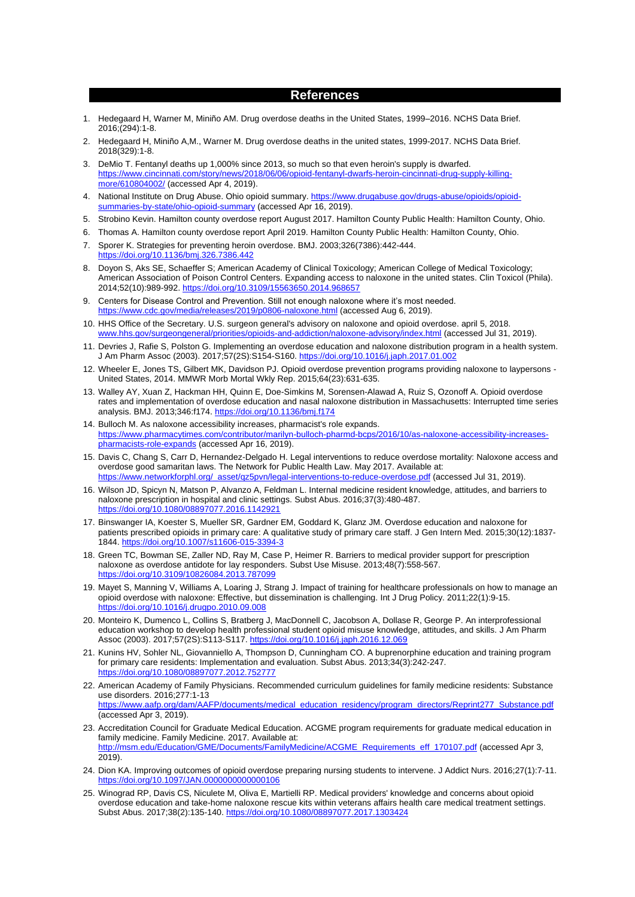## References

1. Hedegaard H, Warner M, Miniño AM. Drug overdose deaths in the United States, 1999–2016. NCHS Data Brief. 2016;(294):1-8.
2. Hedegaard H, Miniño A,M., Warner M. Drug overdose deaths in the united states, 1999-2017. NCHS Data Brief. 2018(329):1-8.
3. DeMio T. Fentanyl deaths up 1,000% since 2013, so much so that even heroin's supply is dwarfed. https://www.cincinnati.com/story/news/2018/06/06/opioid-fentanyl-dwarfs-heroin-cincinnati-drug-supply-killing-more/610804002/ (accessed Apr 4, 2019).
4. National Institute on Drug Abuse. Ohio opioid summary. https://www.drugabuse.gov/drugs-abuse/opioids/opioid-summaries-by-state/ohio-opioid-summary (accessed Apr 16, 2019).
5. Strobino Kevin. Hamilton County overdose report August 2017. Hamilton County Public Health: Hamilton County, Ohio.
6. Thomas A. Hamilton county overdose report April 2019. Hamilton County Public Health: Hamilton County, Ohio.
7. Sporer K. Strategies for preventing heroin overdose. BMJ. 2003;326(7386):442-444. https://doi.org/10.1136/bmj.326.7386.442
8. Doyon S, Aks SE, Schaeffer S; American Academy of Clinical Toxicology; American College of Medical Toxicology; American Association of Poison Control Centers. Expanding access to naloxone in the united states. Clin Toxicol (Phila). 2014;52(10):989-992. https://doi.org/10.3109/15563650.2014.968657
9. Centers for Disease Control and Prevention. Still not enough naloxone where it's most needed. https://www.cdc.gov/media/releases/2019/p0806-naloxone.html (accessed Aug 6, 2019).
10. HHS Office of the Secretary. U.S. surgeon general's advisory on naloxone and opioid overdose. april 5, 2018. www.hhs.gov/surgeongeneral/priorities/opioids-and-addiction/naloxone-advisory/index.html (accessed Jul 31, 2019).
11. Devries J, Rafie S, Polston G. Implementing an overdose education and naloxone distribution program in a health system. J Am Pharm Assoc (2003). 2017;57(2S):S154-S160. https://doi.org/10.1016/j.japh.2017.01.002
12. Wheeler E, Jones TS, Gilbert MK, Davidson PJ. Opioid overdose prevention programs providing naloxone to laypersons - United States, 2014. MMWR Morb Mortal Wkly Rep. 2015;64(23):631-635.
13. Walley AY, Xuan Z, Hackman HH, Quinn E, Doe-Simkins M, Sorensen-Alawad A, Ruiz S, Ozonoff A. Opioid overdose rates and implementation of overdose education and nasal naloxone distribution in Massachusetts: Interrupted time series analysis. BMJ. 2013;346:f174. https://doi.org/10.1136/bmj.f174
14. Bulloch M. As naloxone accessibility increases, pharmacist's role expands. https://www.pharmacytimes.com/contributor/marilyn-bulloch-pharmd-bcps/2016/10/as-naloxone-accessibility-increases-pharmacists-role-expands (accessed Apr 16, 2019).
15. Davis C, Chang S, Carr D, Hernandez-Delgado H. Legal interventions to reduce overdose mortality: Naloxone access and overdose good samaritan laws. The Network for Public Health Law. May 2017. Available at: https://www.networkforphl.org/_asset/qz5pvn/legal-interventions-to-reduce-overdose.pdf (accessed Jul 31, 2019).
16. Wilson JD, Spicyn N, Matson P, Alvanzo A, Feldman L. Internal medicine resident knowledge, attitudes, and barriers to naloxone prescription in hospital and clinic settings. Subst Abus. 2016;37(3):480-487. https://doi.org/10.1080/08897077.2016.1142921
17. Binswanger IA, Koester S, Mueller SR, Gardner EM, Goddard K, Glanz JM. Overdose education and naloxone for patients prescribed opioids in primary care: A qualitative study of primary care staff. J Gen Intern Med. 2015;30(12):1837-1844. https://doi.org/10.1007/s11606-015-3394-3
18. Green TC, Bowman SE, Zaller ND, Ray M, Case P, Heimer R. Barriers to medical provider support for prescription naloxone as overdose antidote for lay responders. Subst Use Misuse. 2013;48(7):558-567. https://doi.org/10.3109/10826084.2013.787099
19. Mayet S, Manning V, Williams A, Loaring J, Strang J. Impact of training for healthcare professionals on how to manage an opioid overdose with naloxone: Effective, but dissemination is challenging. Int J Drug Policy. 2011;22(1):9-15. https://doi.org/10.1016/j.drugpo.2010.09.008
20. Monteiro K, Dumenco L, Collins S, Bratberg J, MacDonnell C, Jacobson A, Dollase R, George P. An interprofessional education workshop to develop health professional student opioid misuse knowledge, attitudes, and skills. J Am Pharm Assoc (2003). 2017;57(2S):S113-S117. https://doi.org/10.1016/j.japh.2016.12.069
21. Kunins HV, Sohler NL, Giovanniello A, Thompson D, Cunningham CO. A buprenorphine education and training program for primary care residents: Implementation and evaluation. Subst Abus. 2013;34(3):242-247. https://doi.org/10.1080/08897077.2012.752777
22. American Academy of Family Physicians. Recommended curriculum guidelines for family medicine residents: Substance use disorders. 2016;277:1-13 https://www.aafp.org/dam/AAFP/documents/medical_education_residency/program_directors/Reprint277_Substance.pdf (accessed Apr 3, 2019).
23. Accreditation Council for Graduate Medical Education. ACGME program requirements for graduate medical education in family medicine. Family Medicine. 2017. Available at: http://msm.edu/Education/GME/Documents/FamilyMedicine/ACGME_Requirements_eff_170107.pdf (accessed Apr 3, 2019).
24. Dion KA. Improving outcomes of opioid overdose preparing nursing students to intervene. J Addict Nurs. 2016;27(1):7-11. https://doi.org/10.1097/JAN.0000000000000106
25. Winograd RP, Davis CS, Niculete M, Oliva E, Martielli RP. Medical providers' knowledge and concerns about opioid overdose education and take-home naloxone rescue kits within veterans affairs health care medical treatment settings. Subst Abus. 2017;38(2):135-140. https://doi.org/10.1080/08897077.2017.1303424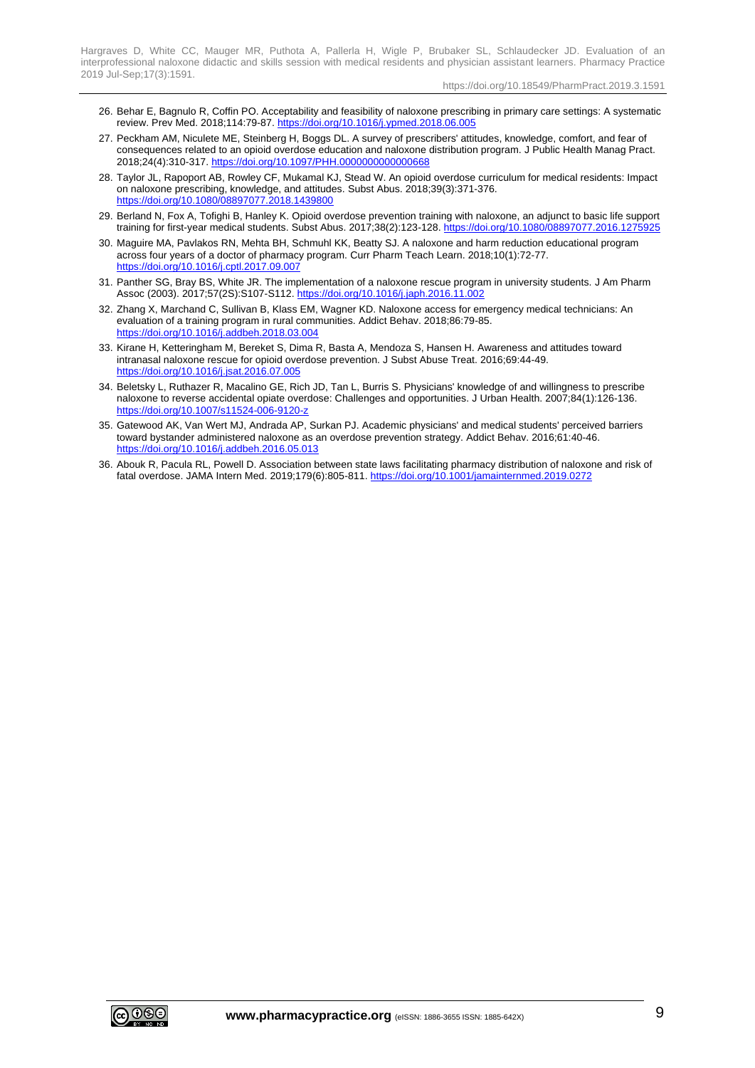26. Behar E, Bagnulo R, Coffin PO. Acceptability and feasibility of naloxone prescribing in primary care settings: A systematic review. Prev Med. 2018;114:79-87. https://doi.org/10.1016/j.ypmed.2018.06.005
27. Peckham AM, Niculete ME, Steinberg H, Boggs DL. A survey of prescribers' attitudes, knowledge, comfort, and fear of consequences related to an opioid overdose education and naloxone distribution program. J Public Health Manag Pract. 2018;24(4):310-317. https://doi.org/10.1097/PHH.0000000000000668
28. Taylor JL, Rapoport AB, Rowley CF, Mukamal KJ, Stead W. An opioid overdose curriculum for medical residents: Impact on naloxone prescribing, knowledge, and attitudes. Subst Abus. 2018;39(3):371-376. https://doi.org/10.1080/08897077.2018.1439800
29. Berland N, Fox A, Tofighi B, Hanley K. Opioid overdose prevention training with naloxone, an adjunct to basic life support training for first-year medical students. Subst Abus. 2017;38(2):123-128. https://doi.org/10.1080/08897077.2016.1275925
30. Maguire MA, Pavlakos RN, Mehta BH, Schmuhl KK, Beatty SJ. A naloxone and harm reduction educational program across four years of a doctor of pharmacy program. Curr Pharm Teach Learn. 2018;10(1):72-77. https://doi.org/10.1016/j.cptl.2017.09.007
31. Panther SG, Bray BS, White JR. The implementation of a naloxone rescue program in university students. J Am Pharm Assoc (2003). 2017;57(2S):S107-S112. https://doi.org/10.1016/j.japh.2016.11.002
32. Zhang X, Marchand C, Sullivan B, Klass EM, Wagner KD. Naloxone access for emergency medical technicians: An evaluation of a training program in rural communities. Addict Behav. 2018;86:79-85. https://doi.org/10.1016/j.addbeh.2018.03.004
33. Kirane H, Ketteringham M, Bereket S, Dima R, Basta A, Mendoza S, Hansen H. Awareness and attitudes toward intranasal naloxone rescue for opioid overdose prevention. J Subst Abuse Treat. 2016;69:44-49. https://doi.org/10.1016/j.jsat.2016.07.005
34. Beletsky L, Ruthazer R, Macalino GE, Rich JD, Tan L, Burris S. Physicians' knowledge of and willingness to prescribe naloxone to reverse accidental opiate overdose: Challenges and opportunities. J Urban Health. 2007;84(1):126-136. https://doi.org/10.1007/s11524-006-9120-z
35. Gatewood AK, Van Wert MJ, Andrada AP, Surkan PJ. Academic physicians' and medical students' perceived barriers toward bystander administered naloxone as an overdose prevention strategy. Addict Behav. 2016;61:40-46. https://doi.org/10.1016/j.addbeh.2016.05.013
36. Abouk R, Pacula RL, Powell D. Association between state laws facilitating pharmacy distribution of naloxone and risk of fatal overdose. JAMA Intern Med. 2019;179(6):805-811. https://doi.org/10.1001/jamainternmed.2019.0272